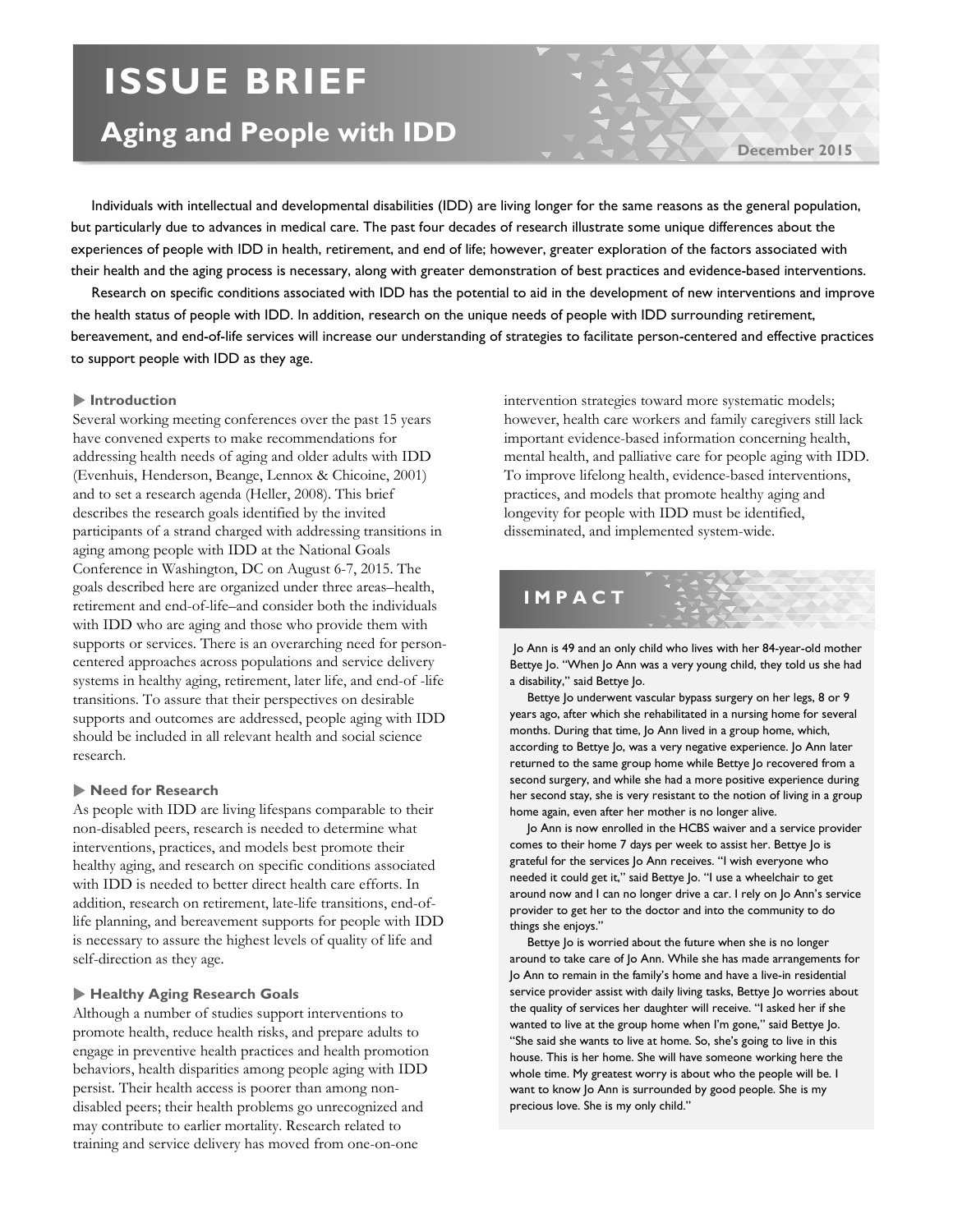# ISSUE BRIEF

## Aging and People with IDD

December 2015

Individuals with intellectual and developmental disabilities (IDD) are living longer for the same reasons as the general population, but particularly due to advances in medical care. The past four decades of research illustrate some unique differences about the experiences of people with IDD in health, retirement, and end of life; however, greater exploration of the factors associated with their health and the aging process is necessary, along with greater demonstration of best practices and evidence-based interventions.

Research on specific conditions associated with IDD has the potential to aid in the development of new interventions and improve the health status of people with IDD. In addition, research on the unique needs of people with IDD surrounding retirement, bereavement, and end-of-life services will increase our understanding of strategies to facilitate person-centered and effective practices to support people with IDD as they age.

### Introduction

Several working meeting conferences over the past 15 years have convened experts to make recommendations for addressing health needs of aging and older adults with IDD (Evenhuis, Henderson, Beange, Lennox & Chicoine, 2001) and to set a research agenda (Heller, 2008). This brief describes the research goals identified by the invited participants of a strand charged with addressing transitions in aging among people with IDD at the National Goals Conference in Washington, DC on August 6-7, 2015. The goals described here are organized under three areas–health, retirement and end-of-life–and consider both the individuals with IDD who are aging and those who provide them with supports or services. There is an overarching need for person-centered approaches across populations and service delivery systems in healthy aging, retirement, later life, and end-of -life transitions. To assure that their perspectives on desirable supports and outcomes are addressed, people aging with IDD should be included in all relevant health and social science research.

### Need for Research

As people with IDD are living lifespans comparable to their non-disabled peers, research is needed to determine what interventions, practices, and models best promote their healthy aging, and research on specific conditions associated with IDD is needed to better direct health care efforts. In addition, research on retirement, late-life transitions, end-of-life planning, and bereavement supports for people with IDD is necessary to assure the highest levels of quality of life and self-direction as they age.

### Healthy Aging Research Goals

Although a number of studies support interventions to promote health, reduce health risks, and prepare adults to engage in preventive health practices and health promotion behaviors, health disparities among people aging with IDD persist. Their health access is poorer than among non-disabled peers; their health problems go unrecognized and may contribute to earlier mortality. Research related to training and service delivery has moved from one-on-one intervention strategies toward more systematic models; however, health care workers and family caregivers still lack important evidence-based information concerning health, mental health, and palliative care for people aging with IDD. To improve lifelong health, evidence-based interventions, practices, and models that promote healthy aging and longevity for people with IDD must be identified, disseminated, and implemented system-wide.

## IMPACT

Jo Ann is 49 and an only child who lives with her 84-year-old mother Bettye Jo. "When Jo Ann was a very young child, they told us she had a disability," said Bettye Jo.

Bettye Jo underwent vascular bypass surgery on her legs, 8 or 9 years ago, after which she rehabilitated in a nursing home for several months. During that time, Jo Ann lived in a group home, which, according to Bettye Jo, was a very negative experience. Jo Ann later returned to the same group home while Bettye Jo recovered from a second surgery, and while she had a more positive experience during her second stay, she is very resistant to the notion of living in a group home again, even after her mother is no longer alive.

Jo Ann is now enrolled in the HCBS waiver and a service provider comes to their home 7 days per week to assist her. Bettye Jo is grateful for the services Jo Ann receives. "I wish everyone who needed it could get it," said Bettye Jo. "I use a wheelchair to get around now and I can no longer drive a car. I rely on Jo Ann's service provider to get her to the doctor and into the community to do things she enjoys."

Bettye Jo is worried about the future when she is no longer around to take care of Jo Ann. While she has made arrangements for Jo Ann to remain in the family's home and have a live-in residential service provider assist with daily living tasks, Bettye Jo worries about the quality of services her daughter will receive. "I asked her if she wanted to live at the group home when I'm gone," said Bettye Jo. "She said she wants to live at home. So, she's going to live in this house. This is her home. She will have someone working here the whole time. My greatest worry is about who the people will be. I want to know Jo Ann is surrounded by good people. She is my precious love. She is my only child."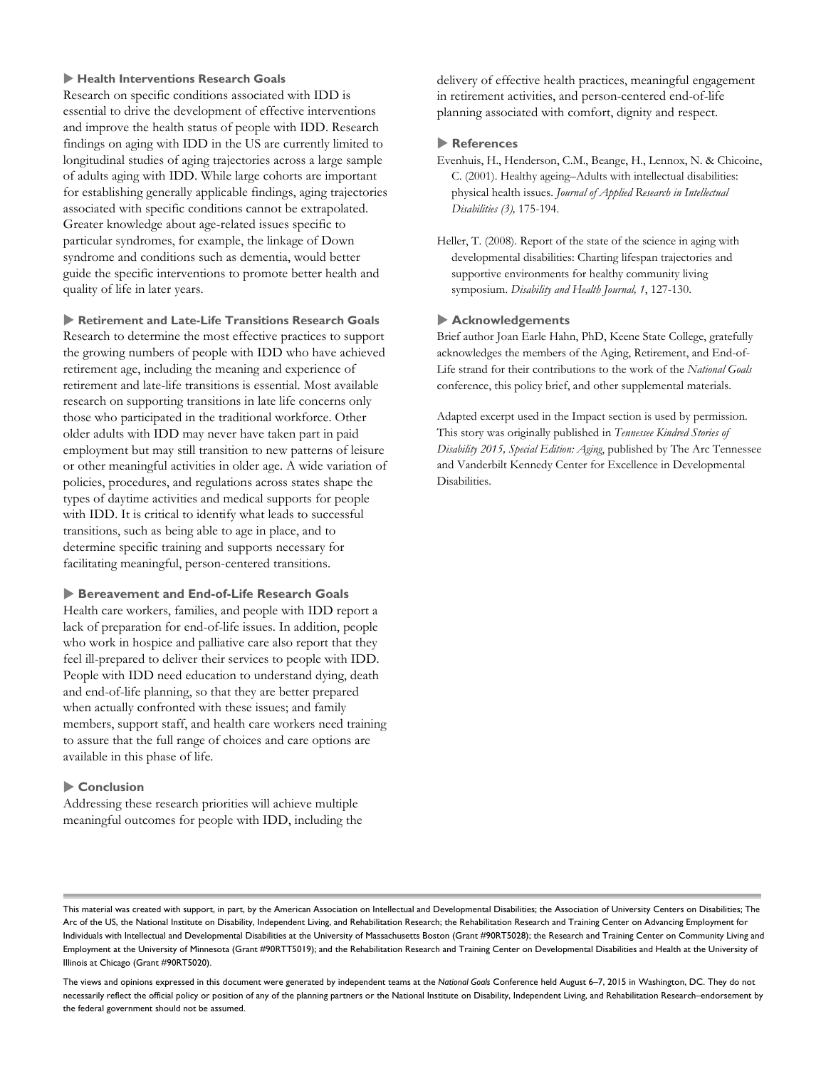### Health Interventions Research Goals

Research on specific conditions associated with IDD is essential to drive the development of effective interventions and improve the health status of people with IDD. Research findings on aging with IDD in the US are currently limited to longitudinal studies of aging trajectories across a large sample of adults aging with IDD. While large cohorts are important for establishing generally applicable findings, aging trajectories associated with specific conditions cannot be extrapolated. Greater knowledge about age-related issues specific to particular syndromes, for example, the linkage of Down syndrome and conditions such as dementia, would better guide the specific interventions to promote better health and quality of life in later years.

### Retirement and Late-Life Transitions Research Goals

Research to determine the most effective practices to support the growing numbers of people with IDD who have achieved retirement age, including the meaning and experience of retirement and late-life transitions is essential. Most available research on supporting transitions in late life concerns only those who participated in the traditional workforce. Other older adults with IDD may never have taken part in paid employment but may still transition to new patterns of leisure or other meaningful activities in older age. A wide variation of policies, procedures, and regulations across states shape the types of daytime activities and medical supports for people with IDD. It is critical to identify what leads to successful transitions, such as being able to age in place, and to determine specific training and supports necessary for facilitating meaningful, person-centered transitions.

### Bereavement and End-of-Life Research Goals

Health care workers, families, and people with IDD report a lack of preparation for end-of-life issues. In addition, people who work in hospice and palliative care also report that they feel ill-prepared to deliver their services to people with IDD. People with IDD need education to understand dying, death and end-of-life planning, so that they are better prepared when actually confronted with these issues; and family members, support staff, and health care workers need training to assure that the full range of choices and care options are available in this phase of life.

### Conclusion

Addressing these research priorities will achieve multiple meaningful outcomes for people with IDD, including the delivery of effective health practices, meaningful engagement in retirement activities, and person-centered end-of-life planning associated with comfort, dignity and respect.

### References

Evenhuis, H., Henderson, C.M., Beange, H., Lennox, N. & Chicoine, C. (2001). Healthy ageing–Adults with intellectual disabilities: physical health issues. *Journal of Applied Research in Intellectual Disabilities (3),* 175-194.

Heller, T. (2008). Report of the state of the science in aging with developmental disabilities: Charting lifespan trajectories and supportive environments for healthy community living symposium. *Disability and Health Journal, 1*, 127-130.

### Acknowledgements

Brief author Joan Earle Hahn, PhD, Keene State College, gratefully acknowledges the members of the Aging, Retirement, and End-of-Life strand for their contributions to the work of the *National Goals* conference, this policy brief, and other supplemental materials.

Adapted excerpt used in the Impact section is used by permission. This story was originally published in *Tennessee Kindred Stories of Disability 2015, Special Edition: Aging*, published by The Arc Tennessee and Vanderbilt Kennedy Center for Excellence in Developmental Disabilities.

---

This material was created with support, in part, by the American Association on Intellectual and Developmental Disabilities; the Association of University Centers on Disabilities; The Arc of the US, the National Institute on Disability, Independent Living, and Rehabilitation Research; the Rehabilitation Research and Training Center on Advancing Employment for Individuals with Intellectual and Developmental Disabilities at the University of Massachusetts Boston (Grant #90RT5028); the Research and Training Center on Community Living and Employment at the University of Minnesota (Grant #90RTT5019); and the Rehabilitation Research and Training Center on Developmental Disabilities and Health at the University of Illinois at Chicago (Grant #90RT5020).

The views and opinions expressed in this document were generated by independent teams at the *National Goals* Conference held August 6–7, 2015 in Washington, DC. They do not necessarily reflect the official policy or position of any of the planning partners or the National Institute on Disability, Independent Living, and Rehabilitation Research–endorsement by the federal government should not be assumed.